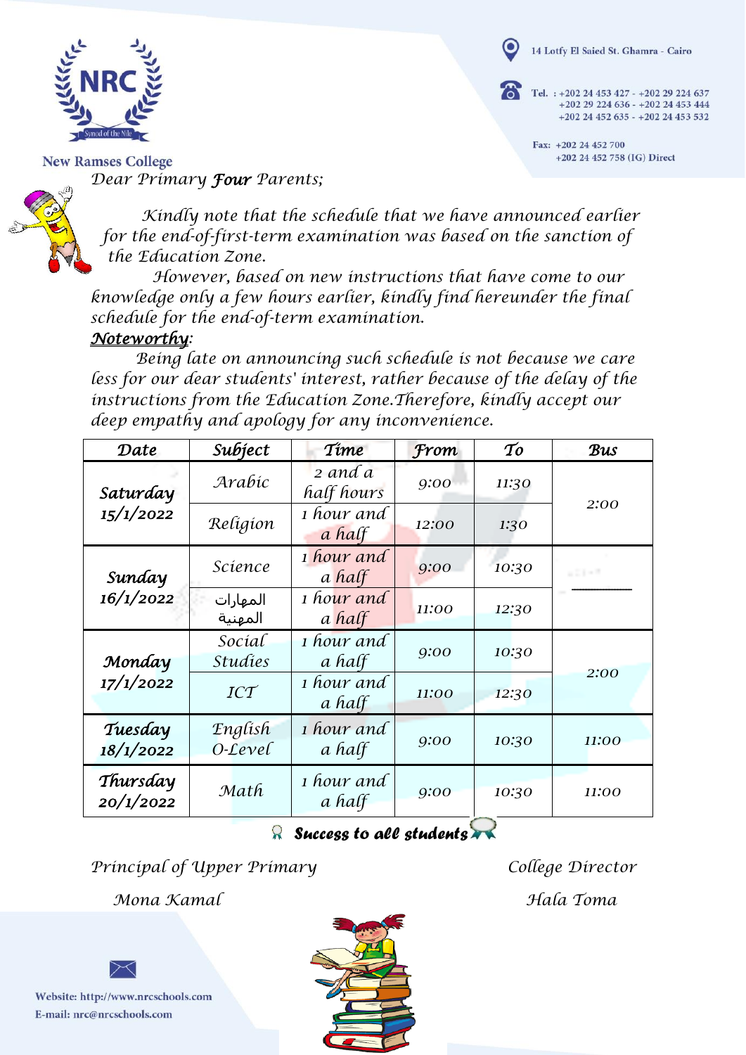New Ramses College

14 Lotfy El Saied St. Ghamra - Cairo

Tel. : +202 24 453 427 - +202 29 224 637
+202 29 224 636 - +202 24 453 444
+202 24 452 635 - +202 24 453 532

Fax: +202 24 452 700
+202 24 452 758 (IG) Direct

*Dear Primary **Four** Parents;*

*Kindly note that the schedule that we have announced earlier for the end-of-first-term examination was based on the sanction of the Education Zone.*

*However, based on new instructions that have come to our knowledge only a few hours earlier, kindly find hereunder the final schedule for the end-of-term examination.*

***Noteworthy**:*

*Being late on announcing such schedule is not because we care less for our dear students' interest, rather because of the delay of the instructions from the Education Zone.Therefore, kindly accept our deep empathy and apology for any inconvenience.*

| Date | Subject | Time | From | To | Bus |
|---|---|---|---|---|---|
| **Saturday 15/1/2022** | Arabic | 2 and a half hours | 9:00 | 11:30 | 2:00 |
| | Religion | 1 hour and a half | 12:00 | 1:30 | |
| **Sunday 16/1/2022** | Science | 1 hour and a half | 9:00 | 10:30 | ______ |
| | المهارات المهنية | 1 hour and a half | 11:00 | 12:30 | |
| **Monday 17/1/2022** | Social Studies | 1 hour and a half | 9:00 | 10:30 | 2:00 |
| | ICT | 1 hour and a half | 11:00 | 12:30 | |
| **Tuesday 18/1/2022** | English O-Level | 1 hour and a half | 9:00 | 10:30 | 11:00 |
| **Thursday 20/1/2022** | Math | 1 hour and a half | 9:00 | 10:30 | 11:00 |

***Success to all students***

*Principal of Upper Primary* — *Mona Kamal*

*College Director* — *Hala Toma*

Website: http://www.nrcschools.com
E-mail: nrc@nrcschools.com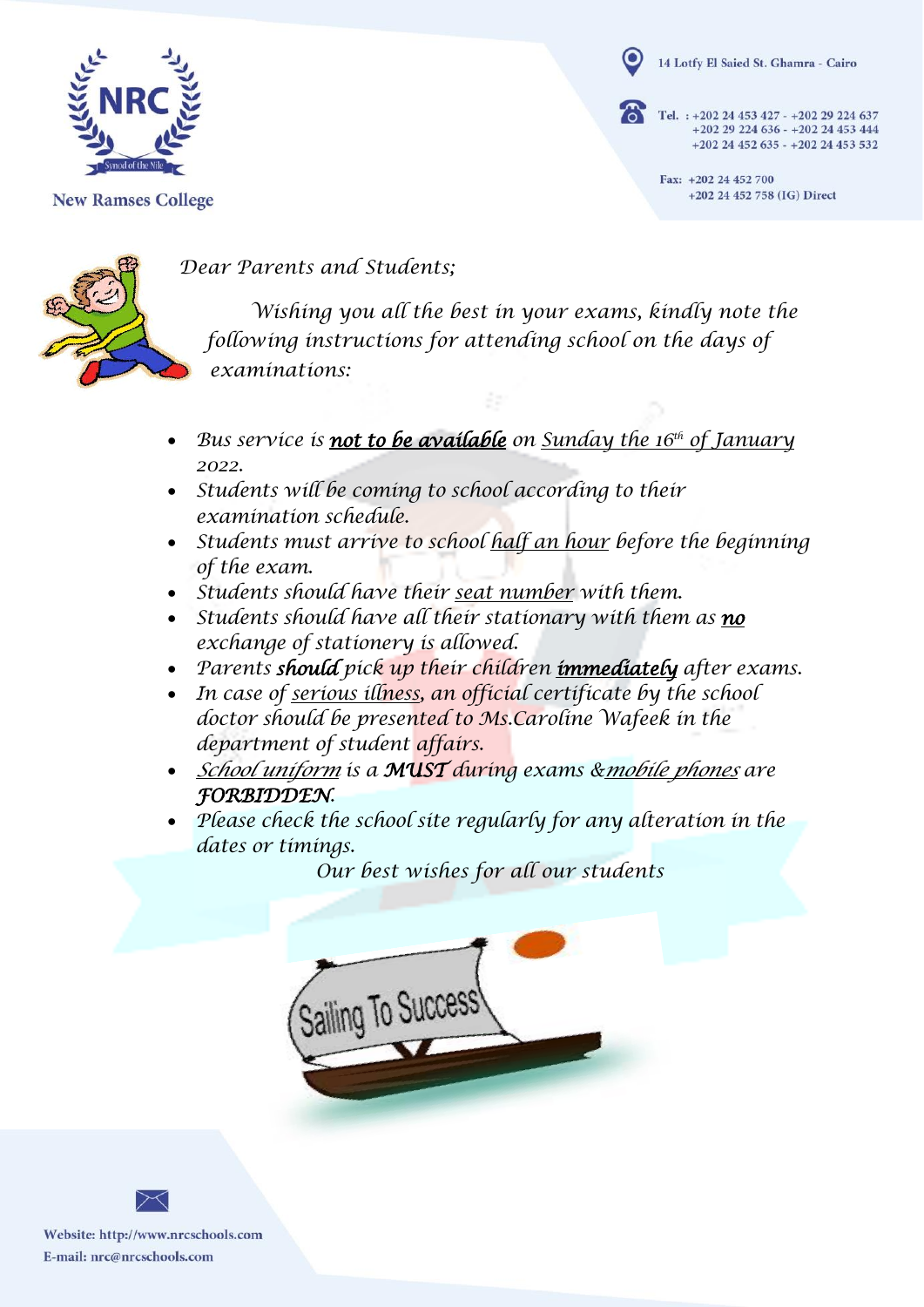New Ramses College

14 Lotfy El Saied St. Ghamra - Cairo

Tel. : +202 24 453 427 - +202 29 224 637
+202 29 224 636 - +202 24 453 444
+202 24 452 635 - +202 24 453 532

Fax: +202 24 452 700
+202 24 452 758 (IG) Direct

*Dear Parents and Students;*

*Wishing you all the best in your exams, kindly note the following instructions for attending school on the days of examinations:*

- *Bus service is* ***not to be available*** *on Sunday the 16th of January 2022.*
- *Students will be coming to school according to their examination schedule.*
- *Students must arrive to school half an hour before the beginning of the exam.*
- *Students should have their seat number with them.*
- *Students should have all their stationary with them as* ***no*** *exchange of stationery is allowed.*
- *Parents* ***should*** *pick up their children* ***immediately*** *after exams.*
- *In case of serious illness, an official certificate by the school doctor should be presented to Ms.Caroline Wafeek in the department of student affairs.*
- *School uniform is a* ***MUST*** *during exams &mobile phones are* ***FORBIDDEN.***
- *Please check the school site regularly for any alteration in the dates or timings.*

*Our best wishes for all our students*

Sailing To Success

Website: http://www.nrcschools.com
E-mail: nrc@nrcschools.com